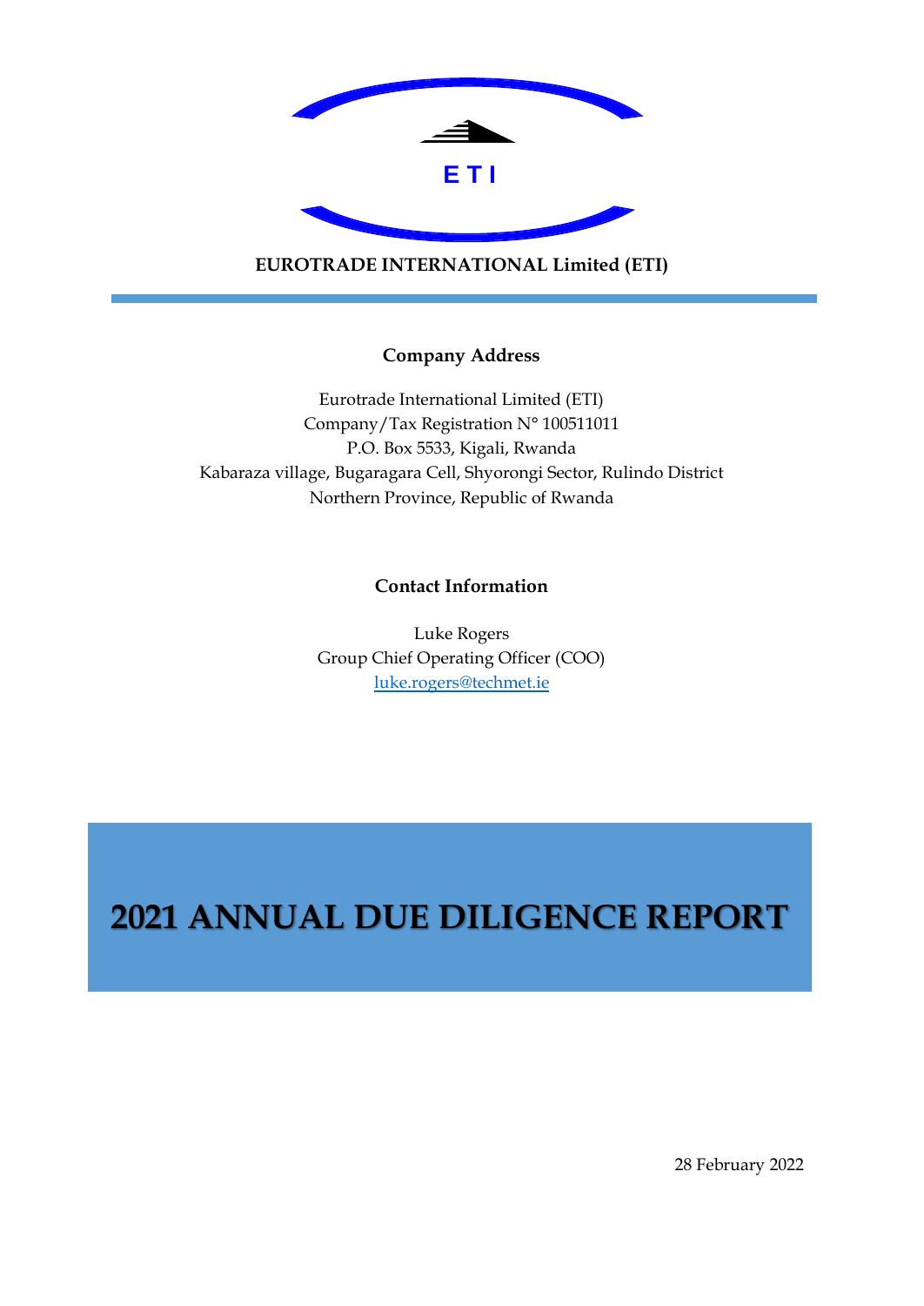ETI

**EUROTRADE INTERNATIONAL Limited (ETI)**

**Company Address**

Eurotrade International Limited (ETI)
Company/Tax Registration N° 100511011
P.O. Box 5533, Kigali, Rwanda
Kabaraza village, Bugaragara Cell, Shyorongi Sector, Rulindo District
Northern Province, Republic of Rwanda

**Contact Information**

Luke Rogers
Group Chief Operating Officer (COO)
luke.rogers@techmet.ie

# 2021 ANNUAL DUE DILIGENCE REPORT

28 February 2022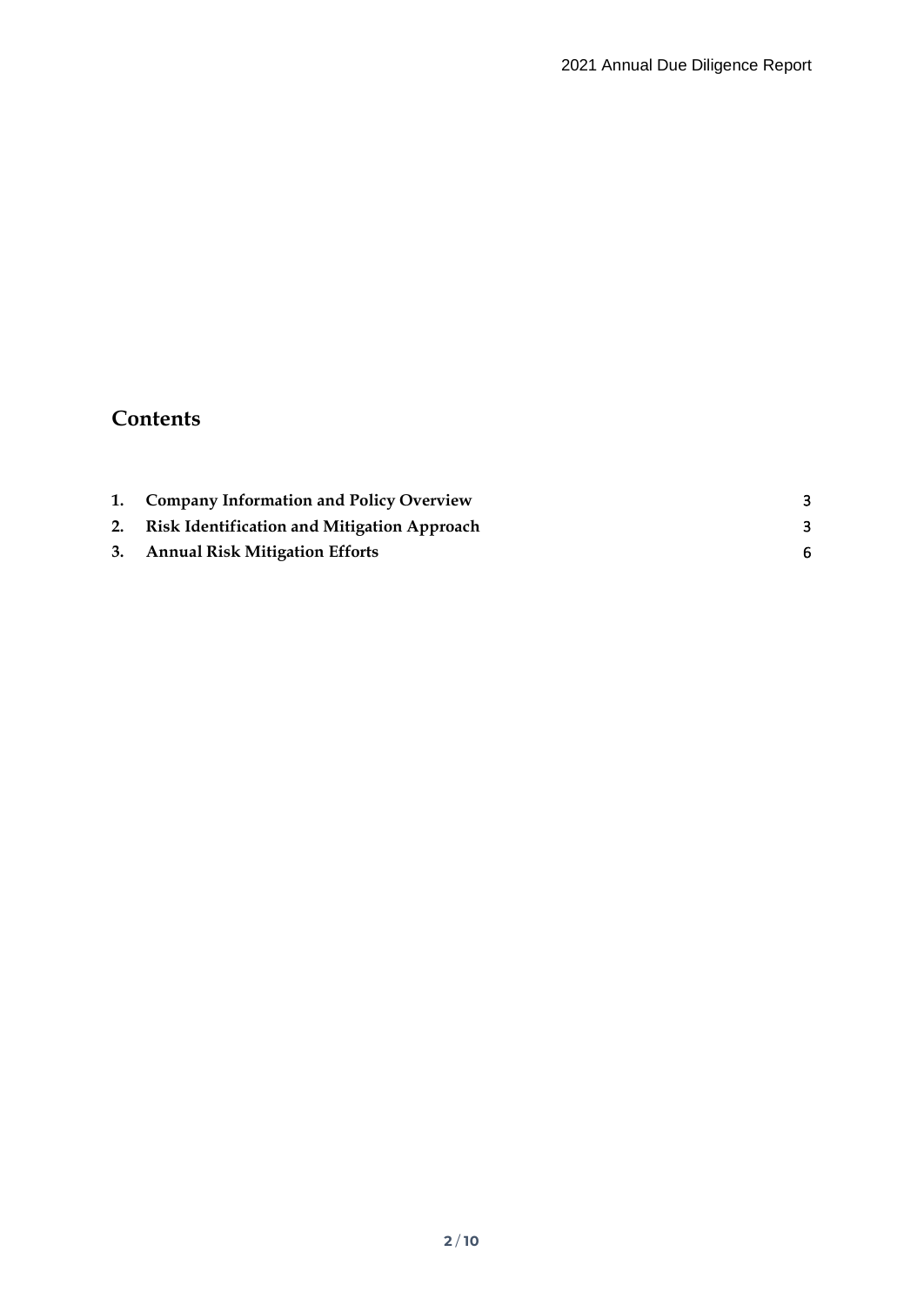## Contents

| | | |
|---|---|---|
| **1.** | **Company Information and Policy Overview** | 3 |
| **2.** | **Risk Identification and Mitigation Approach** | 3 |
| **3.** | **Annual Risk Mitigation Efforts** | 6 |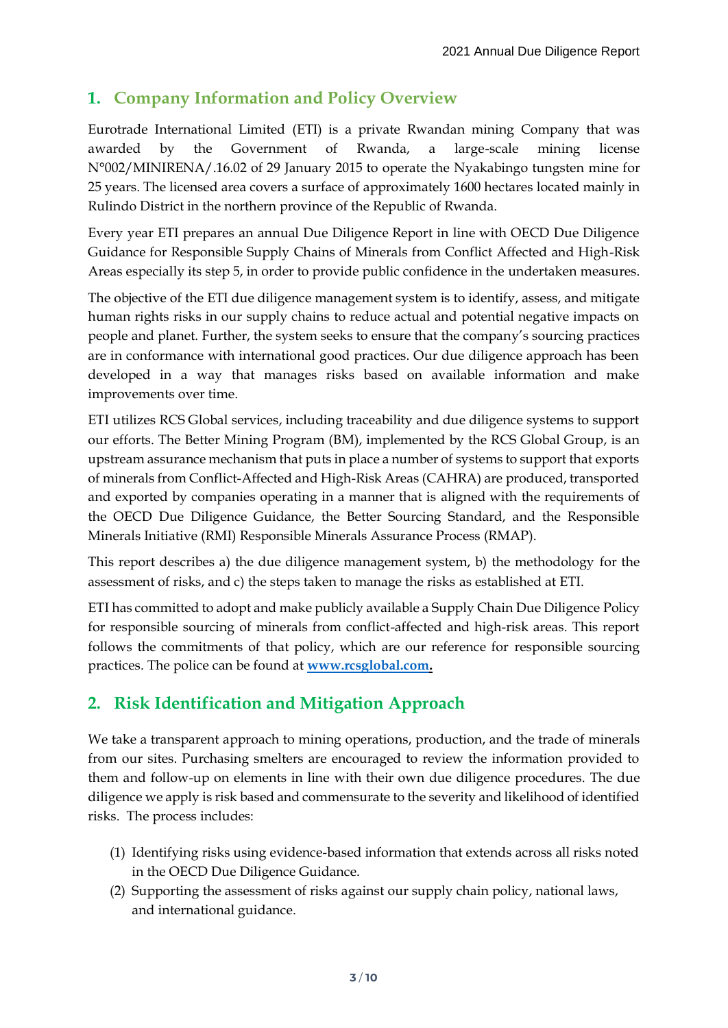## 1. Company Information and Policy Overview

Eurotrade International Limited (ETI) is a private Rwandan mining Company that was awarded by the Government of Rwanda, a large-scale mining license N°002/MINIRENA/.16.02 of 29 January 2015 to operate the Nyakabingo tungsten mine for 25 years. The licensed area covers a surface of approximately 1600 hectares located mainly in Rulindo District in the northern province of the Republic of Rwanda.

Every year ETI prepares an annual Due Diligence Report in line with OECD Due Diligence Guidance for Responsible Supply Chains of Minerals from Conflict Affected and High-Risk Areas especially its step 5, in order to provide public confidence in the undertaken measures.

The objective of the ETI due diligence management system is to identify, assess, and mitigate human rights risks in our supply chains to reduce actual and potential negative impacts on people and planet. Further, the system seeks to ensure that the company's sourcing practices are in conformance with international good practices. Our due diligence approach has been developed in a way that manages risks based on available information and make improvements over time.

ETI utilizes RCS Global services, including traceability and due diligence systems to support our efforts. The Better Mining Program (BM), implemented by the RCS Global Group, is an upstream assurance mechanism that puts in place a number of systems to support that exports of minerals from Conflict-Affected and High-Risk Areas (CAHRA) are produced, transported and exported by companies operating in a manner that is aligned with the requirements of the OECD Due Diligence Guidance, the Better Sourcing Standard, and the Responsible Minerals Initiative (RMI) Responsible Minerals Assurance Process (RMAP).

This report describes a) the due diligence management system, b) the methodology for the assessment of risks, and c) the steps taken to manage the risks as established at ETI.

ETI has committed to adopt and make publicly available a Supply Chain Due Diligence Policy for responsible sourcing of minerals from conflict-affected and high-risk areas. This report follows the commitments of that policy, which are our reference for responsible sourcing practices. The police can be found at **www.rcsglobal.com.**

## 2. Risk Identification and Mitigation Approach

We take a transparent approach to mining operations, production, and the trade of minerals from our sites. Purchasing smelters are encouraged to review the information provided to them and follow-up on elements in line with their own due diligence procedures. The due diligence we apply is risk based and commensurate to the severity and likelihood of identified risks. The process includes:

(1) Identifying risks using evidence-based information that extends across all risks noted in the OECD Due Diligence Guidance.
(2) Supporting the assessment of risks against our supply chain policy, national laws, and international guidance.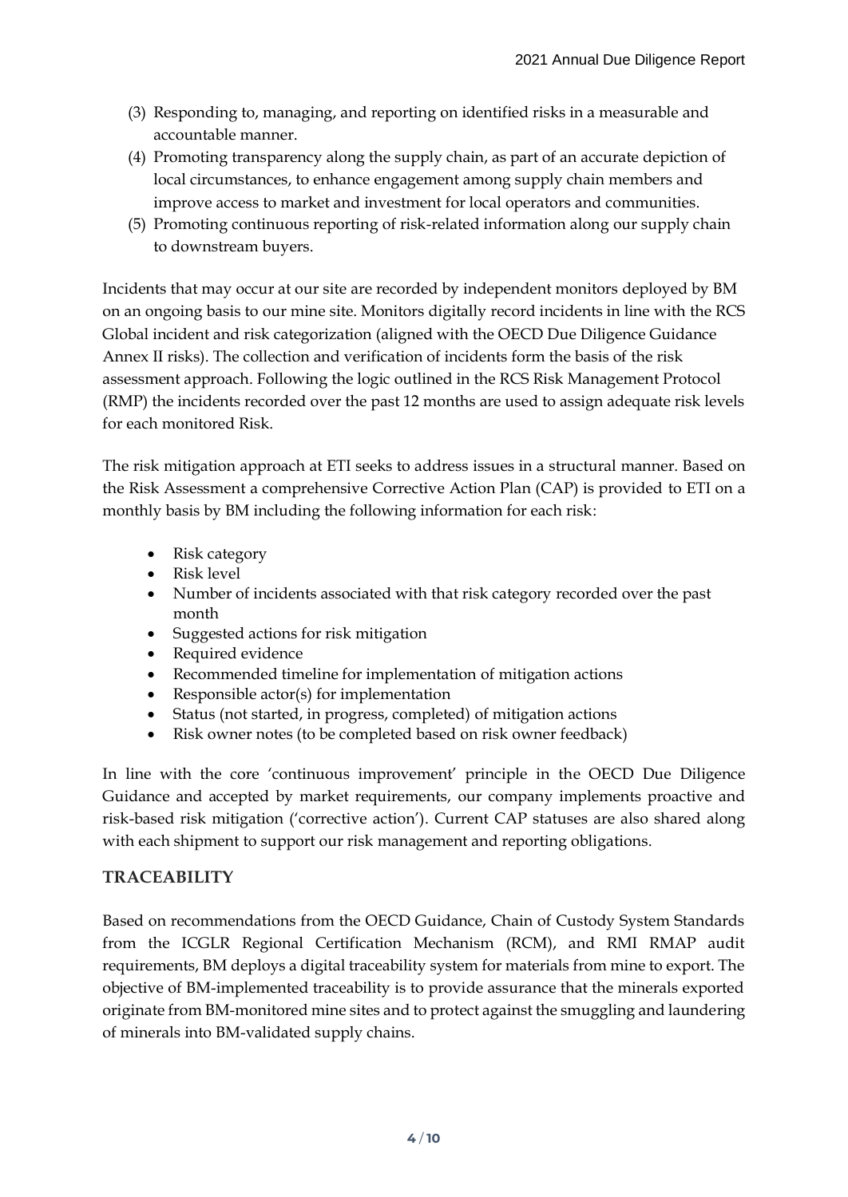(3) Responding to, managing, and reporting on identified risks in a measurable and accountable manner.

(4) Promoting transparency along the supply chain, as part of an accurate depiction of local circumstances, to enhance engagement among supply chain members and improve access to market and investment for local operators and communities.

(5) Promoting continuous reporting of risk-related information along our supply chain to downstream buyers.

Incidents that may occur at our site are recorded by independent monitors deployed by BM on an ongoing basis to our mine site. Monitors digitally record incidents in line with the RCS Global incident and risk categorization (aligned with the OECD Due Diligence Guidance Annex II risks). The collection and verification of incidents form the basis of the risk assessment approach. Following the logic outlined in the RCS Risk Management Protocol (RMP) the incidents recorded over the past 12 months are used to assign adequate risk levels for each monitored Risk.

The risk mitigation approach at ETI seeks to address issues in a structural manner. Based on the Risk Assessment a comprehensive Corrective Action Plan (CAP) is provided to ETI on a monthly basis by BM including the following information for each risk:

- Risk category
- Risk level
- Number of incidents associated with that risk category recorded over the past month
- Suggested actions for risk mitigation
- Required evidence
- Recommended timeline for implementation of mitigation actions
- Responsible actor(s) for implementation
- Status (not started, in progress, completed) of mitigation actions
- Risk owner notes (to be completed based on risk owner feedback)

In line with the core 'continuous improvement' principle in the OECD Due Diligence Guidance and accepted by market requirements, our company implements proactive and risk-based risk mitigation ('corrective action'). Current CAP statuses are also shared along with each shipment to support our risk management and reporting obligations.

## TRACEABILITY

Based on recommendations from the OECD Guidance, Chain of Custody System Standards from the ICGLR Regional Certification Mechanism (RCM), and RMI RMAP audit requirements, BM deploys a digital traceability system for materials from mine to export. The objective of BM-implemented traceability is to provide assurance that the minerals exported originate from BM-monitored mine sites and to protect against the smuggling and laundering of minerals into BM-validated supply chains.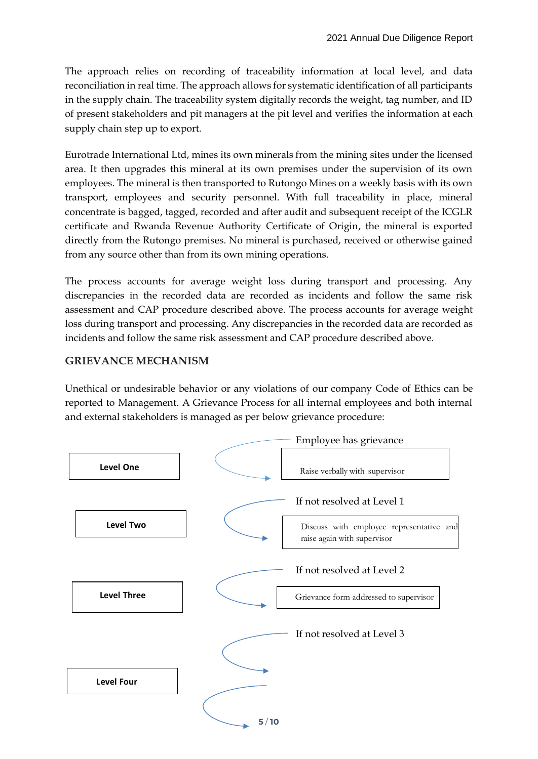The approach relies on recording of traceability information at local level, and data reconciliation in real time. The approach allows for systematic identification of all participants in the supply chain. The traceability system digitally records the weight, tag number, and ID of present stakeholders and pit managers at the pit level and verifies the information at each supply chain step up to export.

Eurotrade International Ltd, mines its own minerals from the mining sites under the licensed area. It then upgrades this mineral at its own premises under the supervision of its own employees. The mineral is then transported to Rutongo Mines on a weekly basis with its own transport, employees and security personnel. With full traceability in place, mineral concentrate is bagged, tagged, recorded and after audit and subsequent receipt of the ICGLR certificate and Rwanda Revenue Authority Certificate of Origin, the mineral is exported directly from the Rutongo premises. No mineral is purchased, received or otherwise gained from any source other than from its own mining operations.

The process accounts for average weight loss during transport and processing. Any discrepancies in the recorded data are recorded as incidents and follow the same risk assessment and CAP procedure described above. The process accounts for average weight loss during transport and processing. Any discrepancies in the recorded data are recorded as incidents and follow the same risk assessment and CAP procedure described above.

## GRIEVANCE MECHANISM

Unethical or undesirable behavior or any violations of our company Code of Ethics can be reported to Management. A Grievance Process for all internal employees and both internal and external stakeholders is managed as per below grievance procedure:

Employee has grievance

**Level One** — Raise verbally with supervisor

If not resolved at Level 1

**Level Two** — Discuss with employee representative and raise again with supervisor

If not resolved at Level 2

**Level Three** — Grievance form addressed to supervisor

If not resolved at Level 3

**Level Four**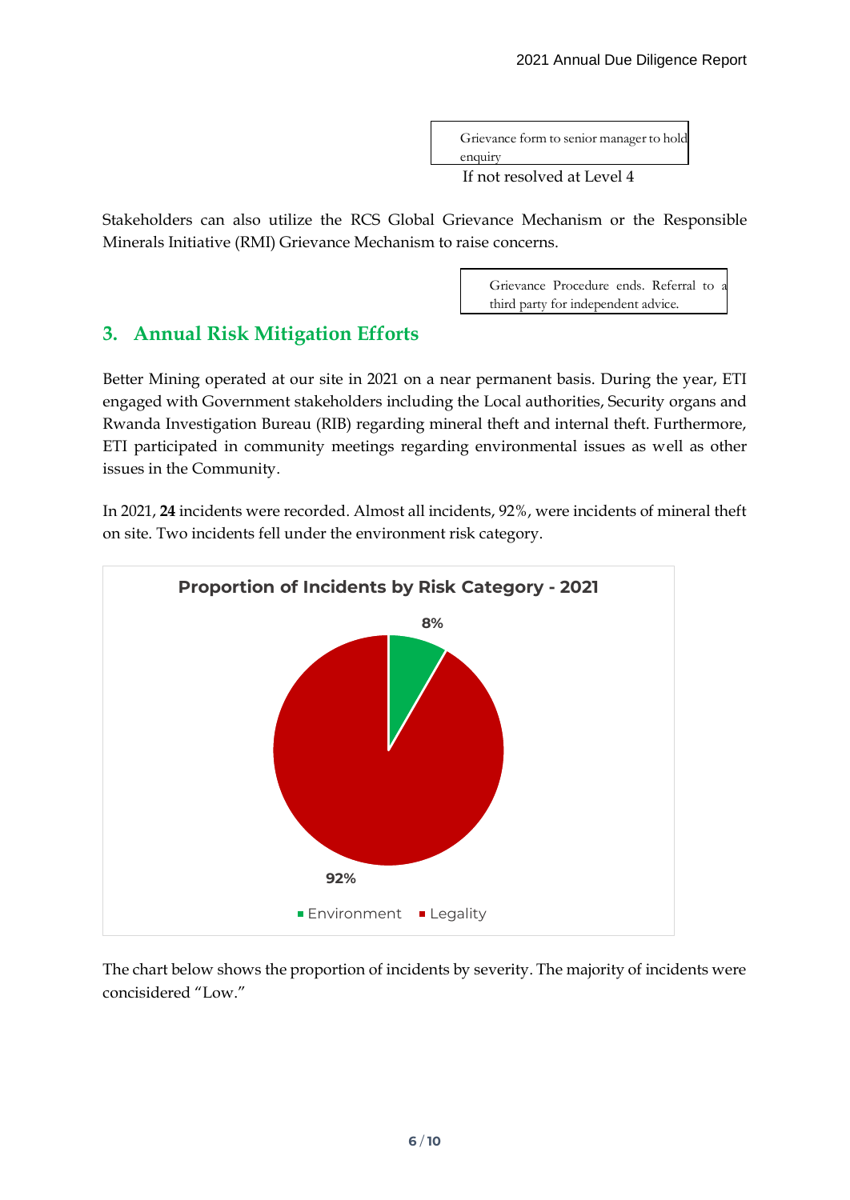Grievance form to senior manager to hold enquiry

If not resolved at Level 4

Stakeholders can also utilize the RCS Global Grievance Mechanism or the Responsible Minerals Initiative (RMI) Grievance Mechanism to raise concerns.

Grievance Procedure ends. Referral to a third party for independent advice.

## 3. Annual Risk Mitigation Efforts

Better Mining operated at our site in 2021 on a near permanent basis. During the year, ETI engaged with Government stakeholders including the Local authorities, Security organs and Rwanda Investigation Bureau (RIB) regarding mineral theft and internal theft. Furthermore, ETI participated in community meetings regarding environmental issues as well as other issues in the Community.

In 2021, **24** incidents were recorded. Almost all incidents, 92%, were incidents of mineral theft on site. Two incidents fell under the environment risk category.

**Proportion of Incidents by Risk Category - 2021**

| Risk Category | Proportion |
|---|---|
| Environment | 8% |
| Legality | 92% |

The chart below shows the proportion of incidents by severity. The majority of incidents were concisidered "Low."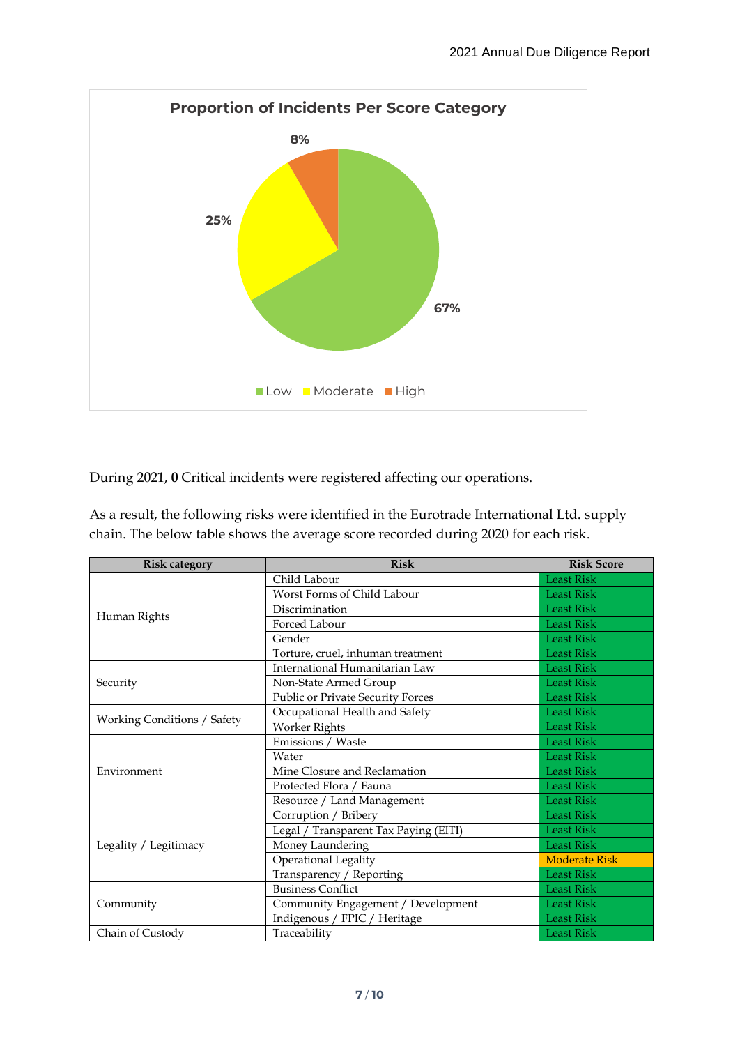**Proportion of Incidents Per Score Category**

During 2021, **0** Critical incidents were registered affecting our operations.

As a result, the following risks were identified in the Eurotrade International Ltd. supply chain. The below table shows the average score recorded during 2020 for each risk.

| Risk category | Risk | Risk Score |
|---|---|---|
| Human Rights | Child Labour | Least Risk |
| | Worst Forms of Child Labour | Least Risk |
| | Discrimination | Least Risk |
| | Forced Labour | Least Risk |
| | Gender | Least Risk |
| | Torture, cruel, inhuman treatment | Least Risk |
| Security | International Humanitarian Law | Least Risk |
| | Non-State Armed Group | Least Risk |
| | Public or Private Security Forces | Least Risk |
| Working Conditions / Safety | Occupational Health and Safety | Least Risk |
| | Worker Rights | Least Risk |
| Environment | Emissions / Waste | Least Risk |
| | Water | Least Risk |
| | Mine Closure and Reclamation | Least Risk |
| | Protected Flora / Fauna | Least Risk |
| | Resource / Land Management | Least Risk |
| Legality / Legitimacy | Corruption / Bribery | Least Risk |
| | Legal / Transparent Tax Paying (EITI) | Least Risk |
| | Money Laundering | Least Risk |
| | Operational Legality | Moderate Risk |
| | Transparency / Reporting | Least Risk |
| Community | Business Conflict | Least Risk |
| | Community Engagement / Development | Least Risk |
| | Indigenous / FPIC / Heritage | Least Risk |
| Chain of Custody | Traceability | Least Risk |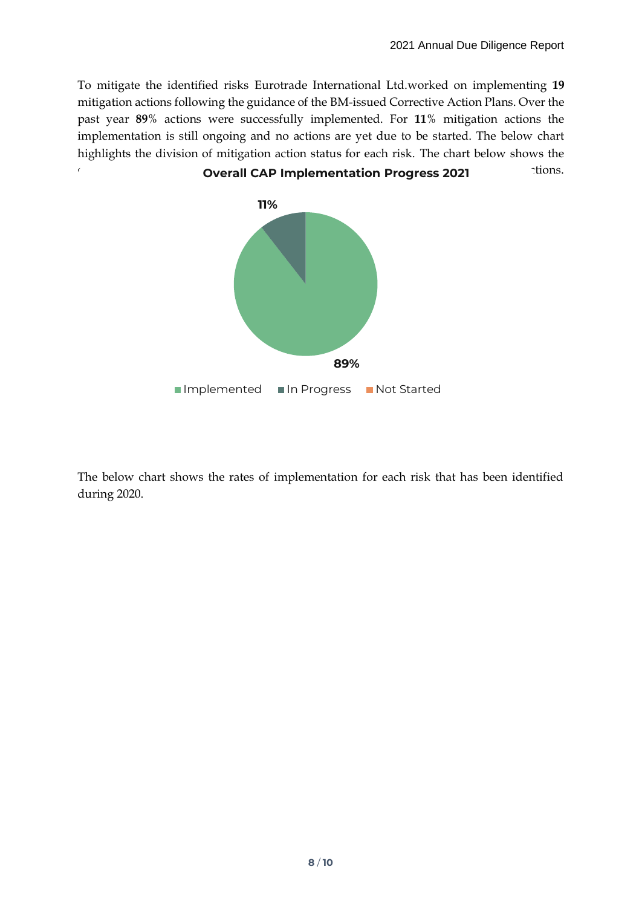To mitigate the identified risks Eurotrade International Ltd.worked on implementing **19** mitigation actions following the guidance of the BM-issued Corrective Action Plans. Over the past year **89**% actions were successfully implemented. For **11**% mitigation actions the implementation is still ongoing and no actions are yet due to be started. The below chart highlights the division of mitigation action status for each risk. The chart below shows the ( tions.

**Overall CAP Implementation Progress 2021**

11%

89%

Implemented    In Progress    Not Started

The below chart shows the rates of implementation for each risk that has been identified during 2020.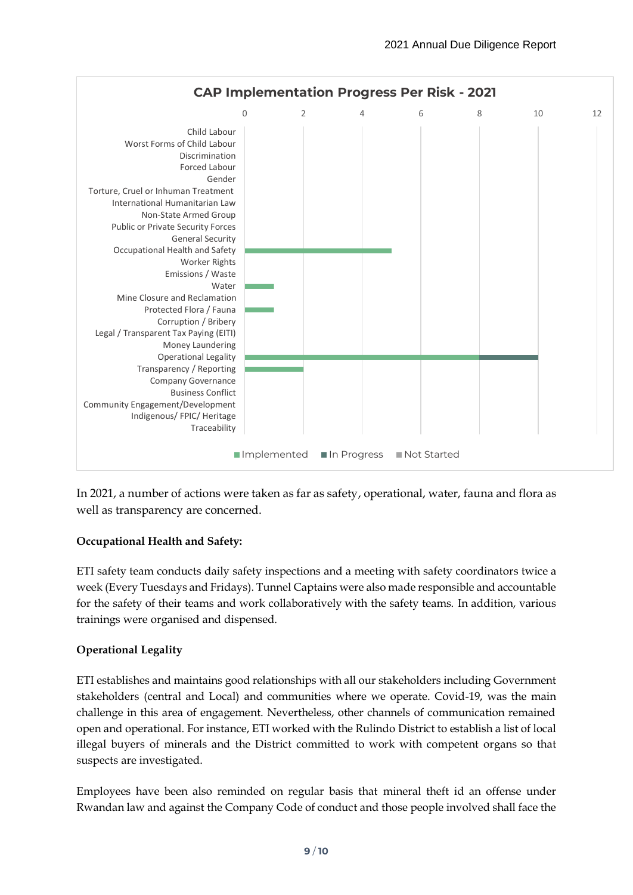**CAP Implementation Progress Per Risk - 2021**

| Risk | Implemented | In Progress | Not Started |
|---|---|---|---|
| Child Labour | | | |
| Worst Forms of Child Labour | | | |
| Discrimination | | | |
| Forced Labour | | | |
| Gender | | | |
| Torture, Cruel or Inhuman Treatment | | | |
| International Humanitarian Law | | | |
| Non-State Armed Group | | | |
| Public or Private Security Forces | | | |
| General Security | | | |
| Occupational Health and Safety | 5 | | |
| Worker Rights | | | |
| Emissions / Waste | | | |
| Water | 1 | | |
| Mine Closure and Reclamation | | | |
| Protected Flora / Fauna | 1 | | |
| Corruption / Bribery | | | |
| Legal / Transparent Tax Paying (EITI) | | | |
| Money Laundering | | | |
| Operational Legality | 8 | 2 | |
| Transparency / Reporting | 2 | | |
| Company Governance | | | |
| Business Conflict | | | |
| Community Engagement/Development | | | |
| Indigenous/ FPIC/ Heritage | | | |
| Traceability | | | |

In 2021, a number of actions were taken as far as safety, operational, water, fauna and flora as well as transparency are concerned.

**Occupational Health and Safety:**

ETI safety team conducts daily safety inspections and a meeting with safety coordinators twice a week (Every Tuesdays and Fridays). Tunnel Captains were also made responsible and accountable for the safety of their teams and work collaboratively with the safety teams. In addition, various trainings were organised and dispensed.

**Operational Legality**

ETI establishes and maintains good relationships with all our stakeholders including Government stakeholders (central and Local) and communities where we operate. Covid-19, was the main challenge in this area of engagement. Nevertheless, other channels of communication remained open and operational. For instance, ETI worked with the Rulindo District to establish a list of local illegal buyers of minerals and the District committed to work with competent organs so that suspects are investigated.

Employees have been also reminded on regular basis that mineral theft id an offense under Rwandan law and against the Company Code of conduct and those people involved shall face the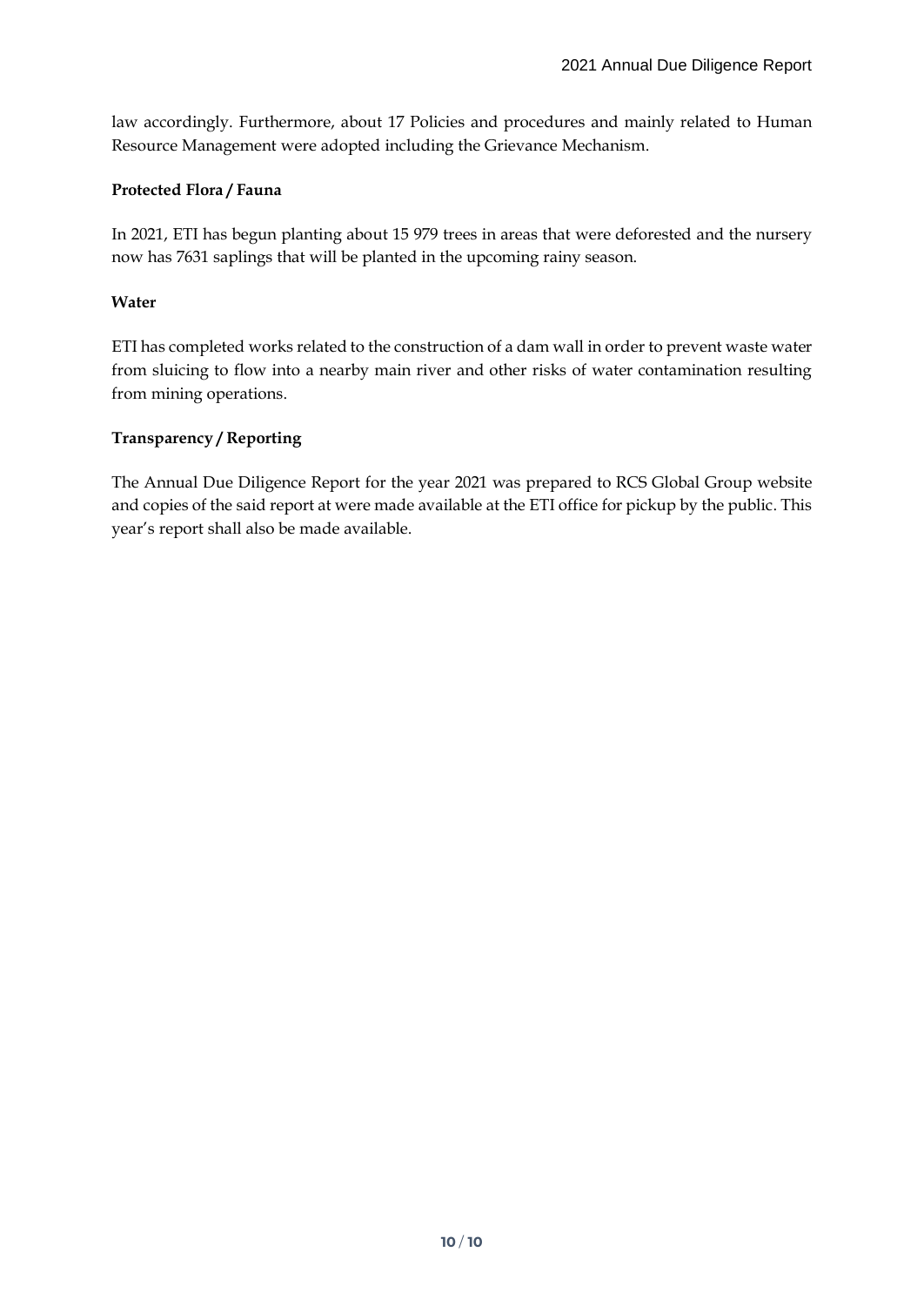law accordingly. Furthermore, about 17 Policies and procedures and mainly related to Human Resource Management were adopted including the Grievance Mechanism.

**Protected Flora / Fauna**

In 2021, ETI has begun planting about 15 979 trees in areas that were deforested and the nursery now has 7631 saplings that will be planted in the upcoming rainy season.

**Water**

ETI has completed works related to the construction of a dam wall in order to prevent waste water from sluicing to flow into a nearby main river and other risks of water contamination resulting from mining operations.

**Transparency / Reporting**

The Annual Due Diligence Report for the year 2021 was prepared to RCS Global Group website and copies of the said report at were made available at the ETI office for pickup by the public. This year's report shall also be made available.